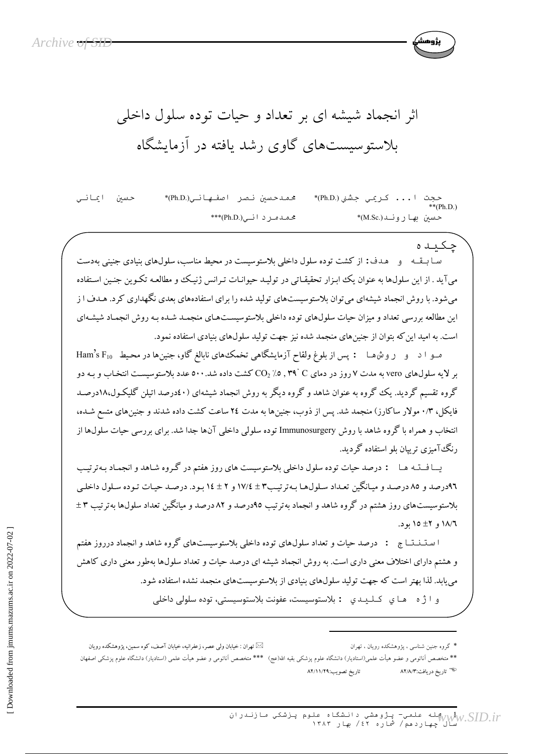# اثر انجماد شیشه ای بر تعداد و حیات توده سلول داخلی بلاستوسیست‌های گاوی رشد یافته در آزمایشگاه

حجت ا... کریمی جشنی (Ph.D.)*   محمدحسین نصر اصفهانی(Ph.D.)*   حسین ایمانی (Ph.D.)**

حسین بهارونـد(M.Sc.)*   محمدمردانی(Ph.D.)***

## چکیده

**سابقه و هدف:** از کشت توده سلول داخلی بلاستوسیست در محیط مناسب، سلول‌های بنیادی جنینی به‌دست می‌آید. از این سلول‌ها به عنوان یک ابزار تحقیقاتی در تولید حیوانات ترانس ژنیک و مطالعه تکوین جنین استفاده می‌شود. با روش انجماد شیشه‌ای می‌توان بلاستوسیست‌های تولید شده را برای استفاده‌های بعدی نگهداری کرد. هدف از این مطالعه بررسی تعداد و میزان حیات سلول‌های توده داخلی بلاستوسیست‌های منجمد شده به روش انجماد شیشه‌ای است. به امید این‌که بتوان از جنین‌های منجمد شده نیز جهت تولید سلول‌های بنیادی استفاده نمود.

**مواد و روش‌ها:** پس از بلوغ ولقاح آزمایشگاهی تخمک‌های نابالغ گاو، جنین‌ها در محیط $Ham's\ F_{10}$ بر لایه سلول‌های vero به مدت ۷ روز در دمای $39^{\circ}C$, ٪۵ $CO_2$ کشت داده شد. ۵۰۰ عدد بلاستوسیست انتخاب و به دو گروه تقسیم گردید. یک گروه به عنوان شاهد و گروه دیگر به روش انجماد شیشه‌ای (۴۰درصد اتیلن گلیکول، ۱۸درصد فایکل، ۰/۳ مولار ساکارز) منجمد شد. پس از ذوب، جنین‌ها به مدت ۲۴ ساعت کشت داده شدند و جنین‌های متسع شده، انتخاب و همراه با گروه شاهد با روش Immunosurgery توده سلولی داخلی آن‌ها جدا شد. برای بررسی حیات سلول‌ها از رنگ‌آمیزی ترپیان بلو استفاده گردید.

**یافته‌ها:** درصد حیات توده سلول داخلی بلاستوسیست های روز هفتم در گروه شاهد و انجماد به‌ترتیب ۹۶درصد و ۸۵ درصد و میانگین تعداد سلول‌ها به‌ترتیب ۳ ± ۱۷/۴ و ۲ ± ۱۴ بود. درصد حیات توده سلول داخلی بلاستوسیست‌های روز هشتم در گروه شاهد و انجماد به‌ترتیب ۹۵درصد و ۸۲ درصد و میانگین تعداد سلول‌ها به‌ترتیب ۳ ± ۱۸/۶ و ۲± ۱۵ بود.

**استنتاج:** درصد حیات و تعداد سلول‌های توده داخلی بلاستوسیست‌های گروه شاهد و انجماد درروز هفتم و هشتم دارای اختلاف معنی داری است. به روش انجماد شیشه ای درصد حیات و تعداد سلول‌ها به‌طور معنی داری کاهش می‌یابد. لذا بهتر است که جهت تولید سلول‌های بنیادی از بلاستوسیست‌های منجمد نشده استفاده شود.

**واژه های کلیدی:** بلاستوسیست، عفونت بلاستوسیستی، توده سلولی داخلی

---

* گروه جنین شناسی، پژوهشکده رویان، تهران

** متخصص آناتومی و عضو هیأت علمی(استادیار) دانشگاه علوم پزشکی بقیه الله(عج)   *** متخصص آناتومی و عضو هیأت علمی (استادیار) دانشگاه علوم پزشکی اصفهان

✉ تهران : خیابان ولی عصر، زعفرانیه، خیابان آصف، کوه سمین، پژوهشکده رویان

تاریخ دریافت:۸۲/۸/۳   تاریخ تصویب:۸۲/۱۱/۲۹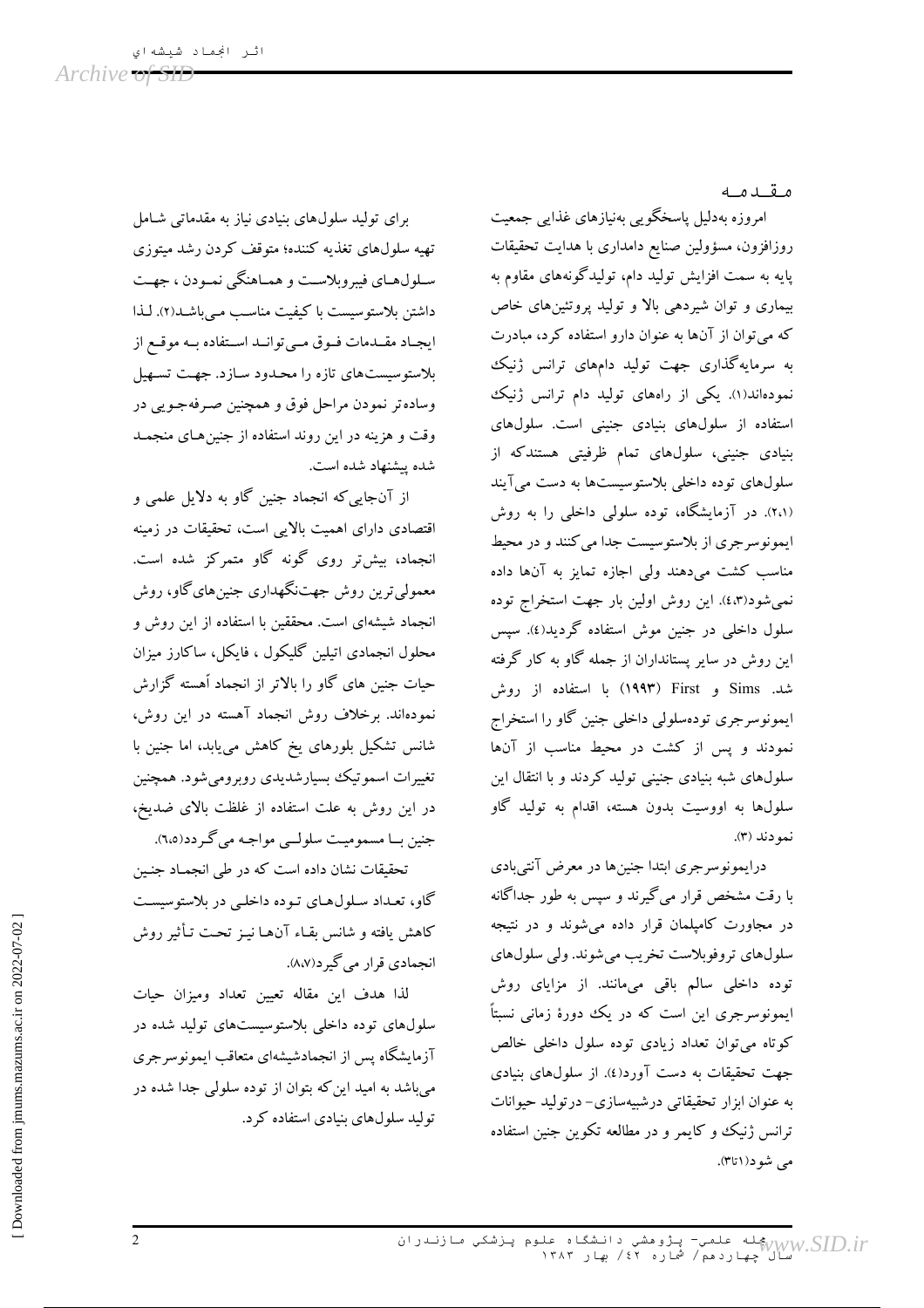## مقدمه

امروزه به‌دلیل پاسخگویی به‌نیازهای غذایی جمعیت روزافزون، مسؤولین صنایع دامداری با هدایت تحقیقات پایه به سمت افزایش تولید دام، تولیدگونه‌های مقاوم به بیماری و توان شیردهی بالا و تولید پروتئین‌های خاص که می‌توان از آن‌ها به عنوان دارو استفاده کرد، مبادرت به سرمایه‌گذاری جهت تولید دام‌های ترانس ژنیک نموده‌اند(۱). یکی از راه‌های تولید دام ترانس ژنیک استفاده از سلول‌های بنیادی جنینی است. سلول‌های بنیادی جنینی، سلول‌های تمام ظرفیتی هستندکه از سلول‌های توده داخلی بلاستوسیست‌ها به دست می‌آیند (۲،۱). در آزمایشگاه، توده سلولی داخلی را به روش ایمونوسرجری از بلاستوسیست جدا می‌کنند و در محیط مناسب کشت می‌دهند ولی اجازه تمایز به آن‌ها داده نمی‌شود(۴،۳). این روش اولین بار جهت استخراج توده سلول داخلی در جنین موش استفاده گردید(۴). سپس این روش در سایر پستانداران از جمله گاو به کار گرفته شد. Sims و First (۱۹۹۳) با استفاده از روش ایمونوسرجری توده‌سلولی داخلی جنین گاو را استخراج نمودند و پس از کشت در محیط مناسب از آن‌ها سلول‌های شبه بنیادی جنینی تولید کردند و با انتقال این سلول‌ها به اووسیت بدون هسته، اقدام به تولید گاو نمودند (۳).

درایمونوسرجری ابتدا جنین‌ها در معرض آنتی‌بادی با رقت مشخص قرار می‌گیرند و سپس به طور جداگانه در مجاورت کامپلمان قرار داده می‌شوند و در نتیجه سلول‌های تروفوبلاست تخریب می‌شوند. ولی سلول‌های توده داخلی سالم باقی می‌مانند. از مزایای روش ایمونوسرجری این است که در یک دورهٔ زمانی نسبتاً کوتاه می‌توان تعداد زیادی توده سلول داخلی خالص جهت تحقیقات به دست آورد(۴). از سلول‌های بنیادی به عنوان ابزار تحقیقاتی درشبیه‌سازی- درتولید حیوانات ترانس ژنیک و کایمر و در مطالعه تکوین جنین استفاده می شود(۱تا۳).

برای تولید سلول‌های بنیادی نیاز به مقدماتی شامل تهیه سلول‌های تغذیه کننده؛ متوقف کردن رشد میتوزی سلول‌های فیبروبلاست و هماهنگی نمودن ، جهت داشتن بلاستوسیست با کیفیت مناسب می‌باشد(۲). لذا ایجاد مقدمات فوق می‌تواند استفاده به موقع از بلاستوسیست‌های تازه را محدود سازد. جهت تسهیل وساده‌تر نمودن مراحل فوق و همچنین صرفه‌جویی در وقت و هزینه در این روند استفاده از جنین‌های منجمد شده پیشنهاد شده است.

از آن‌جایی‌که انجماد جنین گاو به دلایل علمی و اقتصادی دارای اهمیت بالایی است، تحقیقات در زمینه انجماد، بیش‌تر روی گونه گاو متمرکز شده است. معمولی‌ترین روش جهت‌نگهداری جنین‌های‌گاو، روش انجماد شیشه‌ای است. محققین با استفاده از این روش و محلول انجمادی اتیلین گلیکول ، فایکل، ساکارز میزان حیات جنین های گاو را بالاتر از انجماد آهسته گزارش نموده‌اند. برخلاف روش انجماد آهسته در این روش، شانس تشکیل بلورهای یخ کاهش می‌یابد، اما جنین با تغییرات اسموتیک بسیارشدیدی روبرومی‌شود. همچنین در این روش به علت استفاده از غلظت بالای ضدیخ، جنین با مسمومیت سلولی مواجه می‌گردد(۶،۵).

تحقیقات نشان داده است که در طی انجماد جنین گاو، تعداد سلول‌های توده داخلی در بلاستوسیست کاهش یافته و شانس بقاء آن‌ها نیز تحت تأثیر روش انجمادی قرار می گیرد(۸،۷).

لذا هدف این مقاله تعیین تعداد ومیزان حیات سلول‌های توده داخلی بلاستوسیست‌های تولید شده در آزمایشگاه پس از انجمادشیشه‌ای متعاقب ایمونوسرجری می‌باشد به امید این‌که بتوان از توده سلولی جدا شده در تولید سلول‌های بنیادی استفاده کرد.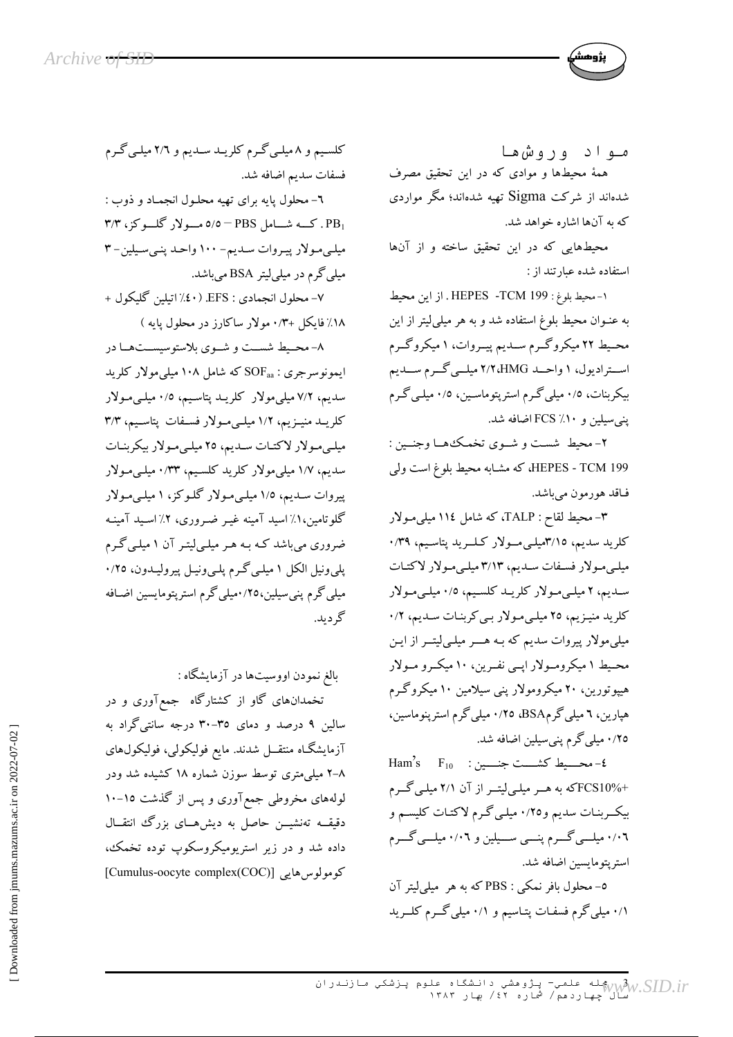## مـواد وروش‌ها

همهٔ محیط‌ها و موادی که در این تحقیق مصرف شده‌اند از شرکت Sigma تهیه شده‌اند؛ مگر مواردی که به آن‌ها اشاره خواهد شد.

محیط‌هایی که در این تحقیق ساخته و از آن‌ها استفاده شده عبارتند از :

۱- محیط بلوغ : HEPES -TCM 199 . از این محیط به عنوان محیط بلوغ استفاده شد و به هر میلی‌لیتر از این محیط ۲۲ میکروگرم سدیم پیروات، ۱ میکروگرم استرادیول، ۱ واحد HMG،۲/۲ میلی‌گرم سدیم بیکربنات، ۰/۵ میلی‌گرم استرپتوماسین، ۰/۵ میلی‌گرم پنی‌سیلین و ۱۰٪ FCS اضافه شد.

۲- محیط شست و شوی تخمک‌ها وجنین : HEPES - TCM 199، که مشابه محیط بلوغ است ولی فاقد هورمون می‌باشد.

۳- محیط لقاح : TALP، که شامل ۱۱۴ میلی‌مولار کلرید سدیم، ۳/۱۵میلی‌مولار کلرید پتاسیم، ۰/۳۹ میلی‌مولار فسفات سدیم، ۳/۱۳ میلی‌مولار لاکتات سدیم، ۲ میلی‌مولار کلرید کلسیم، ۰/۵ میلی‌مولار کلرید منیزیم، ۲۵ میلی‌مولار بی‌کربنات سدیم، ۰/۲ میلی‌مولار پیروات سدیم که به هر میلی‌لیتر از این محیط ۱ میکرومولار اپی نفرین، ۱۰ میکرو مولار هیپوتورین، ۲۰ میکرومولار پنی سیلامین ۱۰ میکروگرم هپارین، ۶ میلی‌گرمBSA، ۰/۲۵ میلی‌گرم استرپتوماسین، ۰/۲۵ میلی‌گرم پنی‌سیلین اضافه شد.

۴- محیط کشت جنین : Ham's F10 +FCS10%که به هر میلی‌لیتر از آن ۲/۱ میلی‌گرم بیکربنات سدیم و۰/۲۵ میلی‌گرم لاکتات کلیسم و ۰/۰۶ میلی‌گرم پنی سیلین و ۰/۰۶ میلی‌گرم استرپتومایسین اضافه شد.

۵- محلول بافر نمکی : PBS که به هر میلی‌لیتر آن ۰/۱ میلی‌گرم فسفات پتاسیم و ۰/۱ میلی‌گرم کلرید کلسیم و ۸ میلی‌گرم کلرید سدیم و ۲/۶ میلی‌گرم فسفات سدیم اضافه شد.

۶- محلول پایه برای تهیه محلول انجماد و ذوب : $PB_1$ . که شامل PBS – ۵/۵ مولار گلوکز، ۳/۳ میلی‌مولار پیروات سدیم- ۱۰۰ واحد پنی‌سیلین- ۳ میلی‌گرم در میلی‌لیتر BSA می‌باشد.

۷- محلول انجمادی : EFS. (۴۰٪ اتیلین گلیکول + ۱۸٪ فایکل +۰/۳ مولار ساکارز در محلول پایه )

۸- محیط شست و شوی بلاستوسیست‌ها در ایمونوسرجری : $SOF_{aa}$ که شامل ۱۰۸ میلی‌مولار کلرید سدیم، ۷/۲ میلی‌مولار کلرید پتاسیم، ۰/۵ میلی‌مولار کلرید منیزیم، ۱/۲ میلی‌مولار فسفات پتاسیم، ۳/۳ میلی‌مولار لاکتات سدیم، ۲۵ میلی‌مولار بیکربنات سدیم، ۱/۷ میلی‌مولار کلرید کلسیم، ۰/۳۳ میلی‌مولار پیروات سدیم، ۱/۵ میلی‌مولار گلوکز، ۱ میلی‌مولار گلوتامین،۱٪ اسید آمینه غیر ضروری، ۲٪ اسید آمینه ضروری می‌باشد که به هر میلی‌لیتر آن ۱ میلی‌گرم پلی‌ونیل الکل ۱ میلی‌گرم پلی‌ونیل پیرولیدون، ۰/۲۵ میلی‌گرم پنی‌سیلین،۰/۲۵میلی‌گرم استرپتومایسین اضافه گردید.

بالغ نمودن اووسیت‌ها در آزمایشگاه :

تخمدان‌های گاو از کشتارگاه جمع‌آوری و در سالین ۹ درصد و دمای ۳۵-۳۰ درجه سانتی‌گراد به آزمایشگاه منتقل شدند. مایع فولیکولی، فولیکول‌های ۸-۲ میلی‌متری توسط سوزن شماره ۱۸ کشیده شد ودر لوله‌های مخروطی جمع‌آوری و پس از گذشت ۱۵-۱۰ دقیقه تەنشین حاصل به دیش‌های بزرگ انتقال داده شد و در زیر استریومیکروسکوپ توده تخمک، کومولوس‌هایی [Cumulus-oocyte complex(COC)]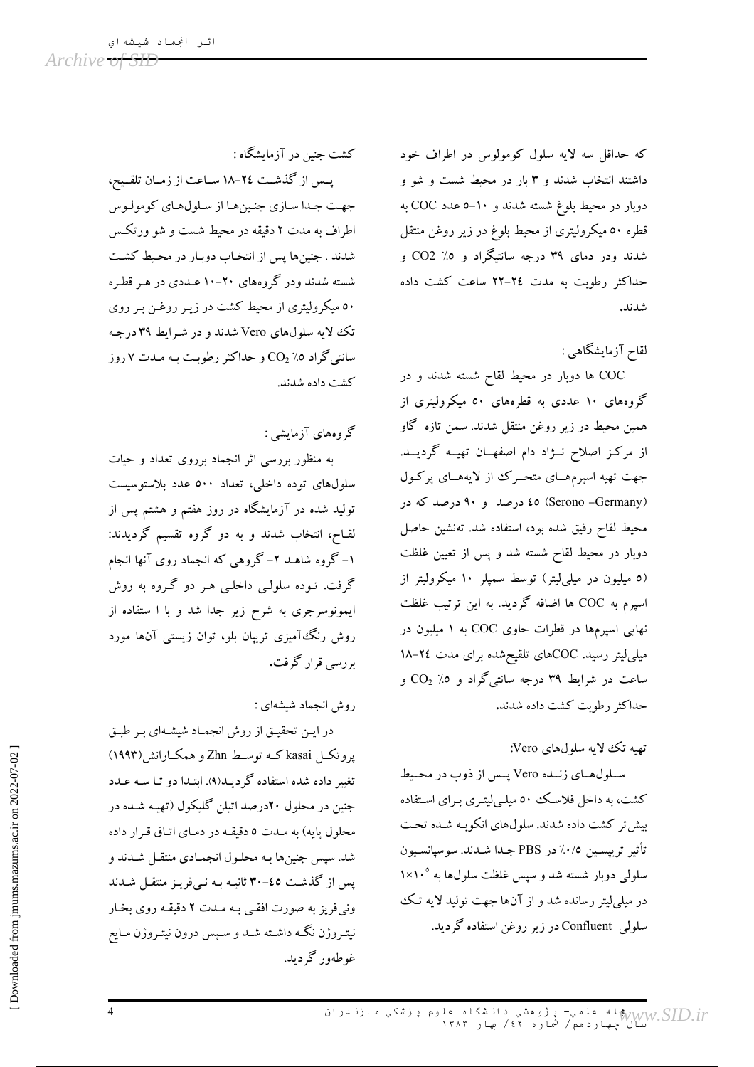که حداقل سه لایه سلول کومولوس در اطراف خود داشتند انتخاب شدند و ۳ بار در محیط شست و شو و دوبار در محیط بلوغ شسته شدند و ۱۰-۵ عدد COC به قطره ۵۰ میکرولیتری از محیط بلوغ در زیر روغن منتقل شدند ودر دمای ۳۹ درجه سانتیگراد و ۵٪ $CO_2$ و حداکثر رطوبت به مدت ۲۴-۲۲ ساعت کشت داده شدند.

لقاح آزمایشگاهی :

COC ها دوبار در محیط لقاح شسته شدند و در گروههای ۱۰ عددی به قطرههای ۵۰ میکرولیتری از همین محیط در زیر روغن منتقل شدند. سمن تازه گاو از مرکز اصلاح نـژاد دام اصفهـان تهیـه گردیـد. جهت تهیه اسپرمهـای متحـرك از لایههـای پركـول (Serono –Germany) ٤٥ درصد و ۹۰ درصد که در محیط لقاح رقیق شده بود، استفاده شد. تهنشین حاصل دوبار در محیط لقاح شسته شد و پس از تعیین غلظت (۵ میلیون در میلیلیتر) توسط سمپلر ۱۰ میکرولیتر از اسپرم به COC ها اضافه گردید. به این ترتیب غلظت نهایی اسپرمها در قطرات حاوی COC به ۱ میلیون در میلیلیتر رسید. COCهای تلقیحشده برای مدت ۲٤-۱۸ ساعت در شرایط ۳۹ درجه سانتیگراد و ۵٪ $CO_2$ و حداکثر رطوبت کشت داده شدند.

تهیه تک لایه سلولهای Vero:

سـلولهـای زنـده Vero پـس از ذوب در محـیط کشت، به داخل فلاسـک ۵۰ میلـیلیتـری بـرای اسـتفاده بیشتر کشت داده شدند. سلولهای انکوبـه شـده تحـت تأثیر تریپسین ۰/۵٪ در PBS جـدا شـدند. سوسپانسـیون سلولی دوبار شسته شد و سپس غلظت سلولها به $1\times10^{5}$ در میلیلیتر رسانده شد و از آنها جهت تولید لایه تـک سلولی Confluent در زیر روغن استفاده گردید.

کشت جنین در آزمایشگاه :

پـس از گذشـت ۲٤-۱۸ سـاعت از زمـان تلقـیح، جهـت جـدا سـازی جنـینهـا از سـلولهـای کومولـوس اطراف به مدت ۲ دقیقه در محیط شست و شو ورتکـس شدند . جنینها پس از انتخـاب دوبـار در محـیط کشـت شسته شدند ودر گروههای ۲۰-۱۰ عـددی در هـر قطـره ۵۰ میکرولیتری از محیط کشت در زیـر روغـن بـر روی تک لایه سلولهای Vero شدند و در شـرایط ۳۹ درجـه سانتیگراد ۵٪ $CO_2$ و حداکثر رطوبـت بـه مـدت ۷ روز کشت داده شدند.

گروههای آزمایشی :

به منظور بررسی اثر انجماد برروی تعداد و حیات سلولهای توده داخلی، تعداد ۵۰۰ عدد بلاستوسیست تولید شده در آزمایشگاه در روز هفتم و هشتم پس از لقـاح، انتخاب شدند و به دو گروه تقسیم گردیدند: ۱- گروه شاهـد ۲- گروهی که انجماد روی آنها انجام گرفت. تـوده سلولـی داخلـی هـر دو گـروه به روش ایمونوسرجری به شرح زیر جدا شد و با ا ستفاده از روش رنگآمیزی تریپان بلو، توان زیستی آنها مورد بررسی قرار گرفت.

روش انجماد شیشهای :

در ایـن تحقیـق از روش انجمـاد شیشـهای بـر طبـق پروتکـل kasai کـه توسـط Zhn و همکـارانش(۱۹۹۳) تغییر داده شده استفاده گردیـد(۹). ابتـدا دو تـا سـه عـدد جنین در محلول ۲۰درصد اتیلن گلیکول (تهیـه شـده در محلول پایه) به مـدت ۵ دقیقـه در دمـای اتـاق قـرار داده شد. سپس جنینها بـه محلـول انجمـادی منتقـل شـدند و پس از گذشـت ٤٥-۳۰ ثانیـه بـه نـیفریـز منتقـل شـدند ونیفریز به صورت افقـی بـه مـدت ۲ دقیقـه روی بخـار نیتـروژن نگـه داشـته شـد و سـپس درون نیتـروژن مـایع غوطهور گردید.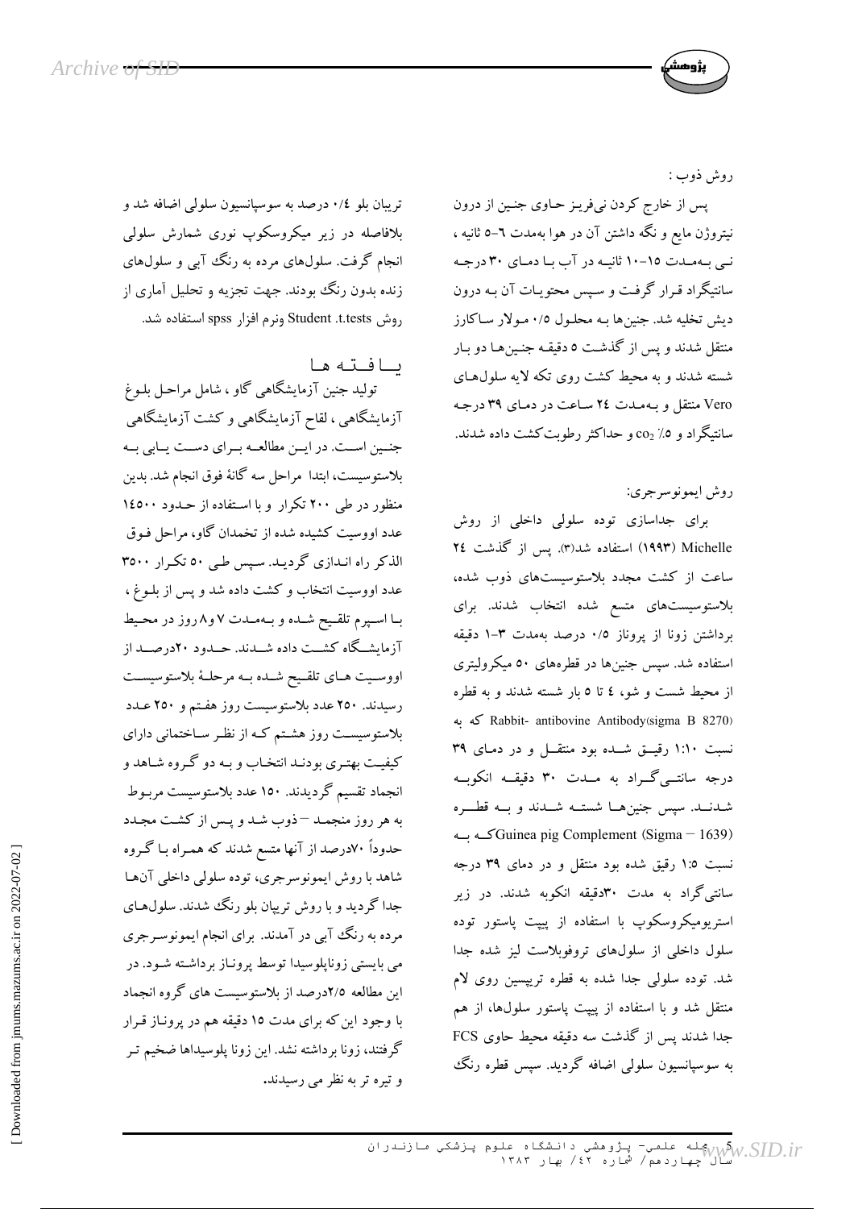روش ذوب :

پس از خارج کردن نی‌فریز حاوی جنین از درون نیتروژن مایع و نگه داشتن آن در هوا به‌مدت ٦-٥ ثانیه ، نی به‌مدت ١٥-١٠ ثانیه در آب با دمای ٣٠ درجه سانتیگراد قرار گرفت و سپس محتویات آن به درون دیش تخلیه شد. جنین‌ها به محلول ٠/٥ مولار ساکارز منتقل شدند و پس از گذشت ٥ دقیقه جنین‌ها دو بار شسته شدند و به محیط کشت روی تک لایه سلول‌های Vero منتقل و به‌مدت ٢٤ ساعت در دمای ٣٩ درجه سانتیگراد و ٥٪ $CO_2$ و حداکثر رطوبت کشت داده شدند.

روش ایمونوسرجری:

برای جداسازی توده سلولی داخلی از روش Michelle (١٩٩٣) استفاده شد(٣). پس از گذشت ٢٤ ساعت از کشت مجدد بلاستوسیست‌های ذوب شده، بلاستوسیست‌های متسع شده انتخاب شدند. برای برداشتن زونا از پروناز ٠/٥ درصد به‌مدت ٣-١ دقیقه استفاده شد. سپس جنین‌ها در قطره‌های ٥٠ میکرولیتری از محیط شست و شو، ٤ تا ٥ بار شسته شدند و به قطره Rabbit- antibovine Antibody(sigma B 8270) که به نسبت ١:١٠ رقیق شده بود منتقل و در دمای ٣٩ درجه سانتی‌گراد به مدت ٣٠ دقیقه انکوبه شدند. سپس جنین‌ها شسته شدند و به قطره Guinea pig Complement (Sigma – 1639) که به نسبت ١:٥ رقیق شده بود منتقل و در دمای ٣٩ درجه سانتی‌گراد به مدت ٣٠دقیقه انکوبه شدند. در زیر استریومیکروسکوپ با استفاده از پیپت پاستور توده سلول داخلی از سلول‌های تروفوبلاست لیز شده جدا شد. توده سلولی جدا شده به قطره تریپسین روی لام منتقل شد و با استفاده از پیپت پاستور سلول‌ها، از هم جدا شدند پس از گذشت سه دقیقه محیط حاوی FCS به سوسپانسیون سلولی اضافه گردید. سپس قطره رنگ تریپان بلو ٠/٤ درصد به سوسپانسیون سلولی اضافه شد و بلافاصله در زیر میکروسکوپ نوری شمارش سلولی انجام گرفت. سلول‌های مرده به رنگ آبی و سلول‌های زنده بدون رنگ بودند. جهت تجزیه و تحلیل آماری از روش Student .t.tests ونرم افزار spss استفاده شد.

## یافته ها

تولید جنین آزمایشگاهی گاو ، شامل مراحل بلوغ آزمایشگاهی ، لقاح آزمایشگاهی و کشت آزمایشگاهی جنین است. در این مطالعه برای دست یابی به بلاستوسیست، ابتدا مراحل سه گانهٔ فوق انجام شد. بدین منظور در طی ٢٠٠ تکرار و با استفاده از حدود ١٤٥٠٠ عدد اوویست کشیده شده از تخمدان گاو، مراحل فوق الذکر راه اندازی گردید. سپس طی ٥٠ تکرار ٣٥٠٠ عدد اوویست انتخاب و کشت داده شد و پس از بلوغ ، با اسپرم تلقیح شده و به‌مدت ٧ و٨ روز در محیط آزمایشگاه کشت داده شدند. حدود ٢٠درصد از اووسیت های تلقیح شده به مرحلهٔ بلاستوسیست رسیدند. ٢٥٠ عدد بلاستوسیست روز هفتم و ٢٥٠ عدد بلاستوسیست روز هشتم که از نظر ساختمانی دارای کیفیت بهتری بودند انتخاب و به دو گروه شاهد و انجماد تقسیم گردیدند. ١٥٠ عدد بلاستوسیست مربوط به هر روز منجمد – ذوب شد و پس از کشت مجدد حدوداً ٧٠درصد از آنها متسع شدند که همراه با گروه شاهد با روش ایمونوسرجری، توده سلولی داخلی آن‌ها جدا گردید و با روش تریپان بلو رنگ شدند. سلول‌های مرده به رنگ آبی در آمدند. برای انجام ایمونوسرجری می بایستی زوناپلوسیدا توسط پروناز برداشته شود. در این مطالعه ٢/٥درصد از بلاستوسیست های گروه انجماد با وجود این که برای مدت ١٥ دقیقه هم در پروناز قرار گرفتند، زونا برداشته نشد. این زونا پلوسیداها ضخیم تر و تیره تر به نظر می رسیدند.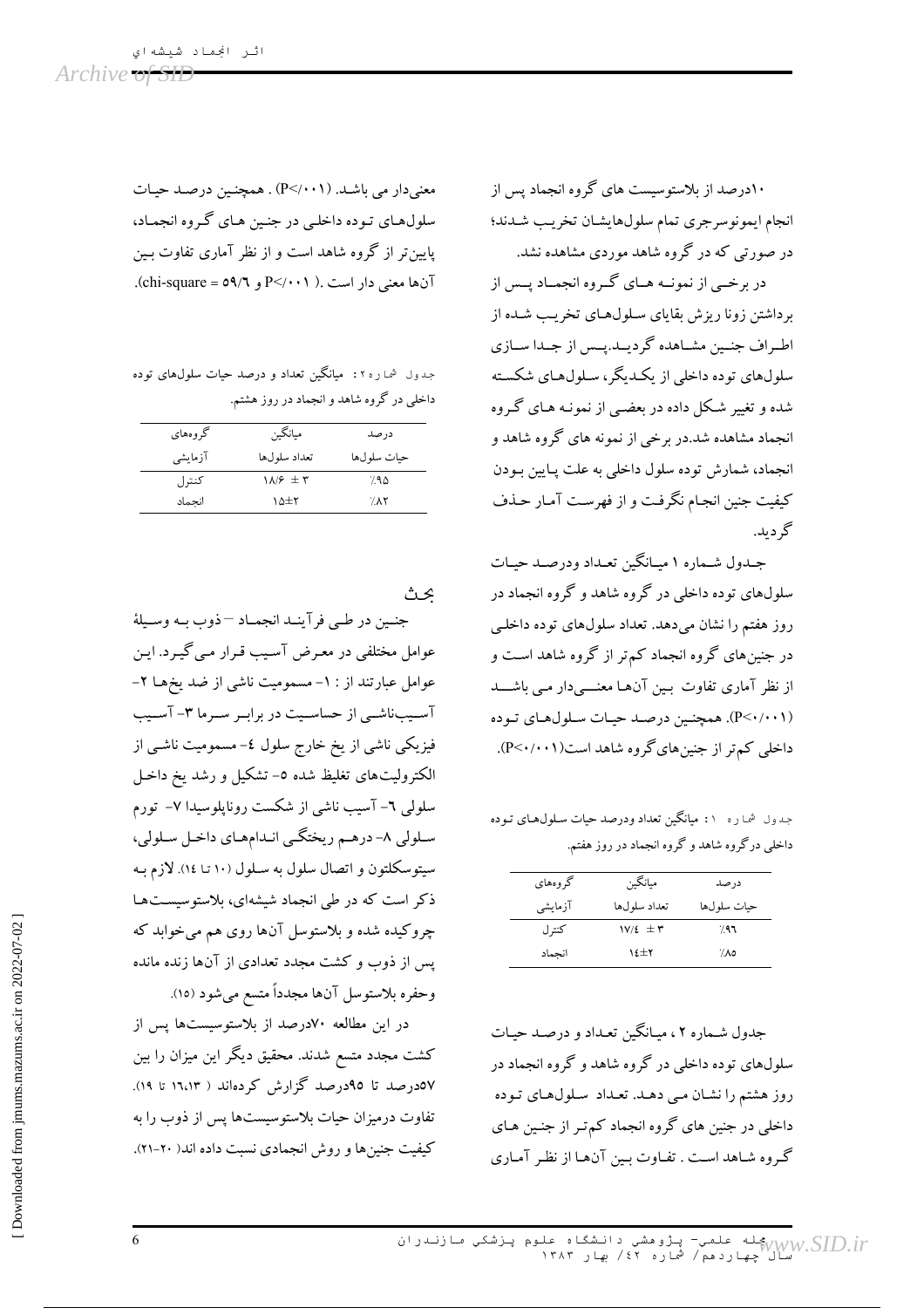۱۰درصد از بلاستوسیست های گروه انجماد پس از انجام ایمونوسرجری تمام سلول‌هایشان تخریب شدند؛ در صورتی که در گروه شاهد موردی مشاهده نشد.

در برخی از نمونه های گروه انجماد پس از برداشتن زونا ریزش بقایای سلول‌های تخریب شده از اطراف جنین مشاهده گردید.پس از جدا سازی سلول‌های توده داخلی از یکدیگر، سلول‌های شکسته شده و تغییر شکل داده در بعضی از نمونه های گروه انجماد مشاهده شد.در برخی از نمونه های گروه شاهد و انجماد، شمارش توده سلول داخلی به علت پایین بودن کیفیت جنین انجام نگرفت و از فهرست آمار حذف گردید.

جدول شماره ۱ میانگین تعداد ودرصد حیات سلول‌های توده داخلی در گروه شاهد و گروه انجماد در روز هفتم را نشان می‌دهد. تعداد سلول‌های توده داخلی در جنین‌های گروه انجماد کم‌تر از گروه شاهد است و از نظر آماری تفاوت بین آن‌ها معنی‌دار می باشد ($P<0/001$). همچنین درصد حیات سلول‌های توده داخلی کم‌تر از جنین‌های گروه شاهد است($P<0/001$).

جدول شماره ۱: میانگین تعداد ودرصد حیات سلول‌های توده داخلی در گروه شاهد و گروه انجماد در روز هفتم.

| گروه‌های آزمایشی | میانگین تعداد سلول‌ها | درصد حیات سلول‌ها |
|---|---|---|
| کنترل | ۱۷/٤ ± ۳ | ٪۹٦ |
| انجماد | ۱٤±۲ | ٪۸۵ |

جدول شماره ۲ ، میانگین تعداد و درصد حیات سلول‌های توده داخلی در گروه شاهد و گروه انجماد در روز هشتم را نشان می دهد. تعداد سلول‌های توده داخلی در جنین های گروه انجماد کم‌تر از جنین های گروه شاهد است . تفاوت بین آن‌ها از نظر آماری معنی‌دار می باشد. ($P<0/001$) . همچنین درصد حیات سلول‌های توده داخلی در جنین های گروه انجماد، پایین‌تر از گروه شاهد است و از نظر آماری تفاوت بین آن‌ها معنی دار است .( $P<0/001$ و chi-square = ۵۹/٦).

جدول شماره ۲: میانگین تعداد و درصد حیات سلول‌های توده داخلی در گروه شاهد و انجماد در روز هشتم.

| گروه‌های آزمایشی | میانگین تعداد سلول‌ها | درصد حیات سلول‌ها |
|---|---|---|
| کنترل | ۱۸/۶ ± ۳ | ٪۹۵ |
| انجماد | ۱۵±۲ | ٪۸۲ |

## بحث

جنین در طی فرآیند انجماد – ذوب به وسیلهٔ عوامل مختلفی در معرض آسیب قرار می‌گیرد. این عوامل عبارتند از : ۱- مسمومیت ناشی از ضد یخ‌ها ۲- آسیب‌ناشی از حساسیت در برابر سرما ۳- آسیب فیزیکی ناشی از یخ خارج سلول ٤- مسمومیت ناشی از الکترولیت‌های تغلیظ شده ۵- تشکیل و رشد یخ داخل سلولی ٦- آسیب ناشی از شکست روناپلوسیدا ۷- تورم سلولی ۸- درهم ریختگی اندام‌های داخل سلولی، سیتوسکلتون و اتصال سلول به سلول (۱۰ تا ۱٤). لازم به ذکر است که در طی انجماد شیشه‌ای، بلاستوسیست‌ها چروکیده شده و بلاستوسل آن‌ها روی هم می‌خوابد که پس از ذوب و کشت مجدد تعدادی از آن‌ها زنده مانده وحفره بلاستوسل آن‌ها مجدداً متسع می‌شود (۱۵).

در این مطالعه ۷۰درصد از بلاستوسیست‌ها پس از کشت مجدد متسع شدند. محققین دیگر این میزان را بین ۵۷درصد تا ۹۵درصد گزارش کرده‌اند ( ۱٦،۱۳ تا ۱۹). تفاوت درمیزان حیات بلاستوسیست‌ها پس از ذوب را به کیفیت جنین‌ها و روش انجمادی نسبت داده اند( ۲۰-۲۱).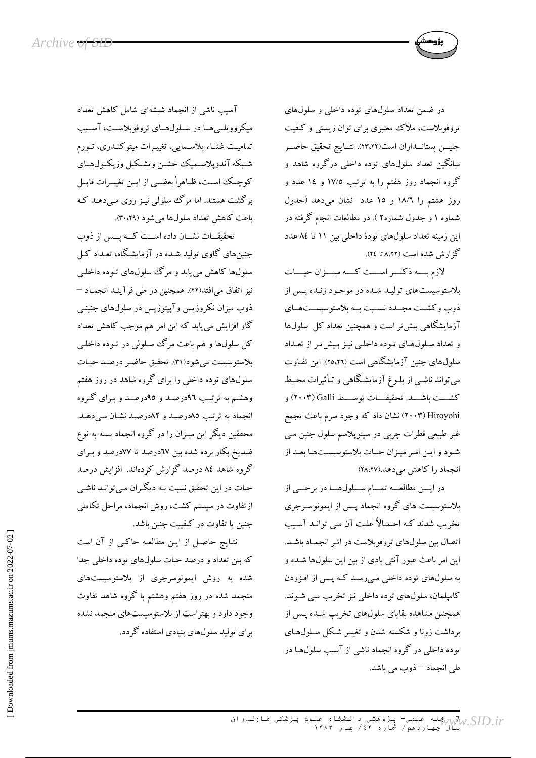در ضمن تعداد سلول‌های توده داخلی و سلول‌های تروفوبلاست، ملاک معتبری برای توان زیستی و کیفیت جنین پستانداران است(۲۳،۲۲). نتایج تحقیق حاضر میانگین تعداد سلول‌های توده داخلی درگروه شاهد و گروه انجماد روز هفتم را به ترتیب ۱۷/۵ و ۱۴ عدد و روز هشتم را ۱۸/۶ و ۱۵ عدد نشان می‌دهد (جدول شماره ۱ و جدول شماره۲ ). در مطالعات انجام گرفته در این زمینه تعداد سلول‌های تودهٔ داخلی بین ۱۱ تا ۸۴ عدد گزارش شده است (۸،۲۲ تا ۲۴).

لازم به ذکر است که میزان حیات بلاستوسیست‌های تولید شده در موجود زنده پس از ذوب وکشت مجدد نسبت به بلاستوسیست‌های آزمایشگاهی بیش‌تر است و همچنین تعداد کل سلول‌ها و تعداد سلول‌های توده داخلی نیز بیش‌تر از تعداد سلول‌های جنین آزمایشگاهی است (۲۵،۲۶). این تفاوت می‌تواند ناشی از بلوغ آزمایشگاهی و تأثیرات محیط کشت باشد. تحقیقات توسط Galli (۲۰۰۳) و Hiroyohi (۲۰۰۳) نشان داد که وجود سرم باعث تجمع غیر طبیعی قطرات چربی در سیتوپلاسم سلول جنین می‌شود و این امر میزان حیات بلاستوسیست‌ها بعد از انجماد را کاهش می‌دهد.(۲۷،۲۸)

در این مطالعه تمام سلول‌ها در برخی از بلاستوسیست های گروه انجماد پس از ایمونوسرجری تخریب شدند که احتمالاً علت آن می‌تواند آسیب اتصال بین سلول‌های تروفوبلاست در اثر انجماد باشد. این امر باعث عبور آنتی بادی از بین این سلول‌ها شده و به سلول‌های توده داخلی می‌رسد که پس از افزودن کامپلمان، سلول‌های توده داخلی نیز تخریب می‌شوند. همچنین مشاهده بقایای سلول‌های تخریب شده پس از برداشت زونا و شکسته شدن و تغییر شکل سلول‌های توده داخلی در گروه انجماد ناشی از آسیب سلول‌ها در طی انجماد – ذوب می‌باشد.

آسیب ناشی از انجماد شیشه‌ای شامل کاهش تعداد میکروویلی‌ها در سلول‌های تروفوبلاست، آسیب تمامیت غشاء پلاسمایی، تغییرات میتوکندری، تورم شبکه آندوپلاسمیک خشن وتشکیل وزیکول‌های کوچک است، ظاهراً بعضی از این تغییرات قابل برگشت هستند. اما مرگ سلولی نیز روی می‌دهد که باعث کاهش تعداد سلول‌ها می‌شود (۲۹،۳۰).

تحقیقات نشان داده است که پس از ذوب جنین‌های گاوی تولید شده در آزمایشگاه، تعداد کل سلول‌ها کاهش می‌یابد و مرگ سلول‌های توده داخلی نیز اتفاق می‌افتد(۲۲). همچنین در طی فرآیند انجماد – ذوب میزان نکروزیس وآپیتوزیس در سلول‌های جنینی گاو افزایش می‌یابد که این امر هم موجب کاهش تعداد کل سلول‌ها و هم باعث مرگ سلولی در توده داخلی بلاستوسیست می‌شود(۳۱). تحقیق حاضر درصد حیات سلول‌های توده داخلی را برای گروه شاهد در روز هفتم وهشتم به ترتیب ۹۶درصد و ۹۵درصد و برای گروه انجماد به ترتیب ۸۵درصد و ۸۲درصد نشان می‌دهد. محققین دیگر این میزان را در گروه انجماد بسته به نوع ضدیخ بکار برده شده بین ۶۷درصد تا ۷۷درصد و برای گروه شاهد ۸۴ درصد گزارش کرده‌اند. افزایش درصد حیات در این تحقیق نسبت به دیگران می‌تواند ناشی ازتفاوت در سیستم کشت، روش انجماد، مراحل تکاملی جنین یا تفاوت در کیفییت جنین باشد.

نتایج حاصل از این مطالعه حاکی از آن است که بین تعداد و درصد حیات سلول‌های توده داخلی جدا شده به روش ایمونوسرجری از بلاستوسیست‌های منجمد شده در روز هفتم وهشتم با گروه شاهد تفاوت وجود دارد و بهتراست از بلاستوسیست‌های منجمد نشده برای تولید سلول‌های بنیادی استفاده گردد.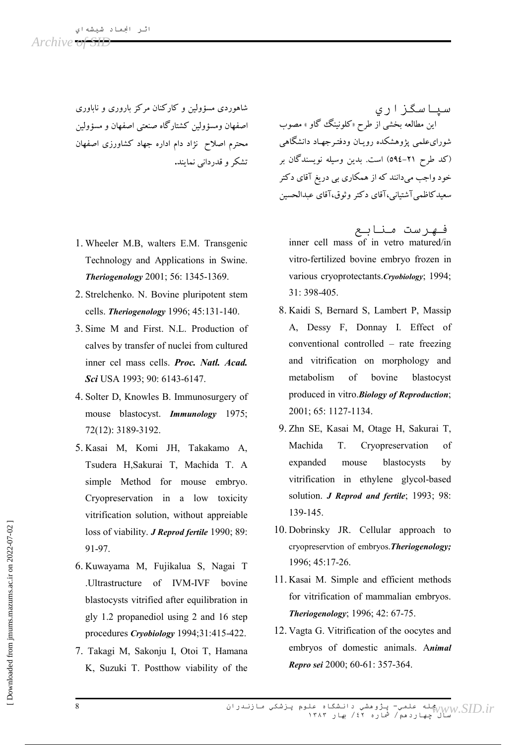## سپاسگزاری

این مطالعه بخشی از طرح «کلونینگ گاو» مصوب شورای‌علمی پژوهشکده رویان ودفترجهاد دانشگاهی (کد طرح ۲۱-۵۹۴) است. بدین وسیله نویسندگان بر خود واجب می‌دانند که از همکاری بی دریغ آقای دکتر سعیدکاظمی‌آشتیانی، آقای دکتر وثوق، آقای عبدالحسین شاهوردی مسؤولین و کارکنان مرکز باروری و ناباوری اصفهان ومسؤولین کشتارگاه صنعتی اصفهان و مسؤولین محترم اصلاح نژاد دام اداره جهاد کشاورزی اصفهان تشکر و قدردانی نمایند.

## فهرست منابع

1. Wheeler M.B, walters E.M. Transgenic Technology and Applications in Swine. ***Theriogenology*** 2001; 56: 1345-1369.
2. Strelchenko. N. Bovine pluripotent stem cells. ***Theriogenology*** 1996; 45:131-140.
3. Sime M and First. N.L. Production of calves by transfer of nuclei from cultured inner cel mass cells. ***Proc. Natl. Acad. Sci*** USA 1993; 90: 6143-6147.
4. Solter D, Knowles B. Immunosurgery of mouse blastocyst. ***Immunology*** 1975; 72(12): 3189-3192.
5. Kasai M, Komi JH, Takakamo A, Tsudera H,Sakurai T, Machida T. A simple Method for mouse embryo. Cryopreservation in a low toxicity vitrification solution, without appreiable loss of viability. ***J Reprod fertile*** 1990; 89: 91-97.
6. Kuwayama M, Fujikalua S, Nagai T .Ultrastructure of IVM-IVF bovine blastocysts vitrified after equilibration in gly 1.2 propanediol using 2 and 16 step procedures ***Cryobiology*** 1994;31:415-422.
7. Takagi M, Sakonju I, Otoi T, Hamana K, Suzuki T. Postthow viability of the inner cell mass of in vetro matured/in vitro-fertilized bovine embryo frozen in various cryoprotectants.***Cryobiology***; 1994; 31: 398-405.
8. Kaidi S, Bernard S, Lambert P, Massip A, Dessy F, Donnay I. Effect of conventional controlled – rate freezing and vitrification on morphology and metabolism of bovine blastocyst produced in vitro.***Biology of Reproduction***; 2001; 65: 1127-1134.
9. Zhn SE, Kasai M, Otage H, Sakurai T, Machida T. Cryopreservation of expanded mouse blastocysts by vitrification in ethylene glycol-based solution. ***J Reprod and fertile***; 1993; 98: 139-145.
10. Dobrinsky JR. Cellular approach to cryopreservtion of embryos.***Theriogenology;*** 1996; 45:17-26.
11. Kasai M. Simple and efficient methods for vitrification of mammalian embryos. ***Theriogenology***; 1996; 42: 67-75.
12. Vagta G. Vitrification of the oocytes and embryos of domestic animals. ***Animal Repro sei*** 2000; 60-61: 357-364.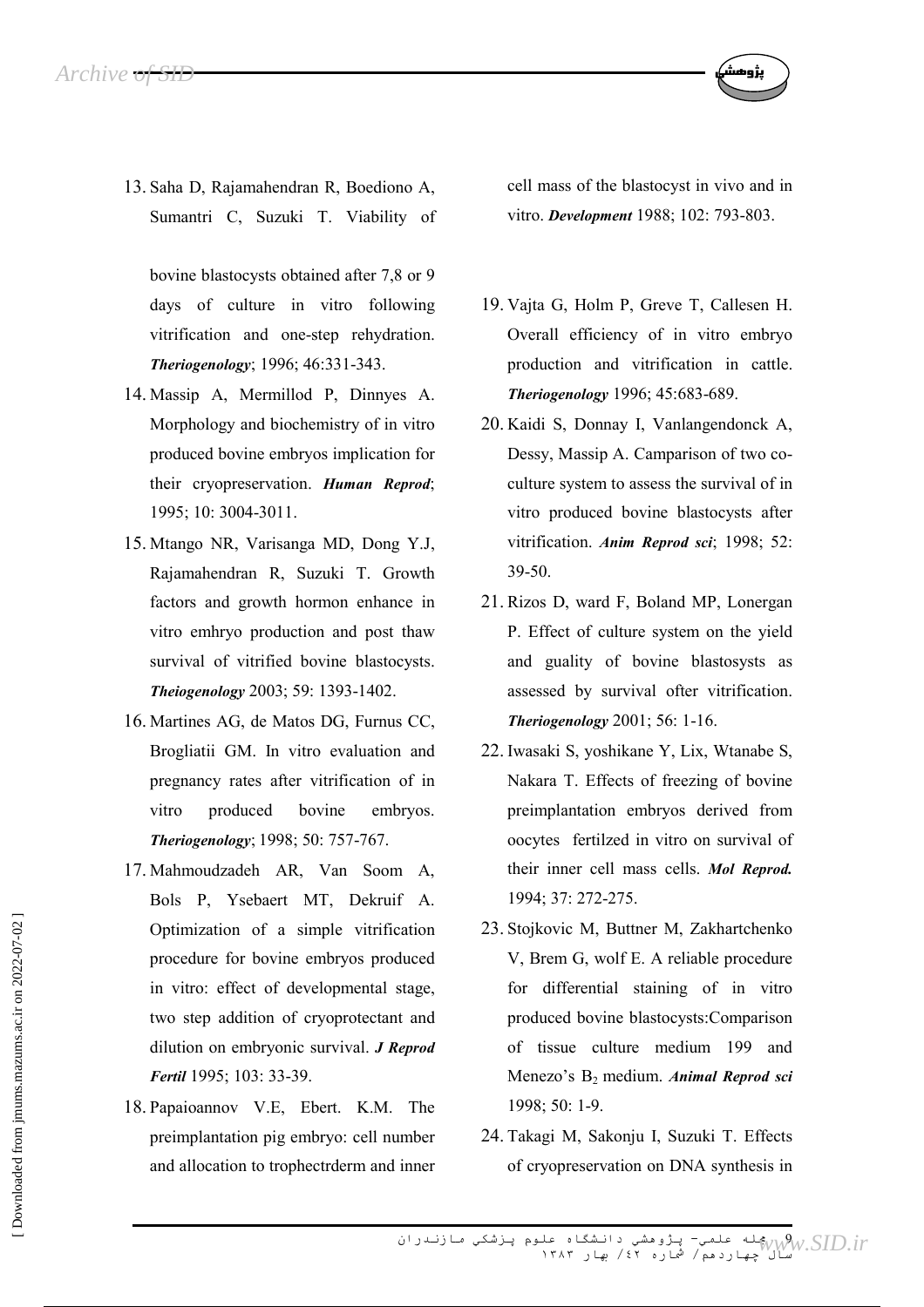13. Saha D, Rajamahendran R, Boediono A, Sumantri C, Suzuki T. Viability of bovine blastocysts obtained after 7,8 or 9 days of culture in vitro following vitrification and one-step rehydration. ***Theriogenology***; 1996; 46:331-343.
14. Massip A, Mermillod P, Dinnyes A. Morphology and biochemistry of in vitro produced bovine embryos implication for their cryopreservation. ***Human Reprod***; 1995; 10: 3004-3011.
15. Mtango NR, Varisanga MD, Dong Y.J, Rajamahendran R, Suzuki T. Growth factors and growth hormon enhance in vitro emhryo production and post thaw survival of vitrified bovine blastocysts. ***Theiogenology*** 2003; 59: 1393-1402.
16. Martines AG, de Matos DG, Furnus CC, Brogliatii GM. In vitro evaluation and pregnancy rates after vitrification of in vitro produced bovine embryos. ***Theriogenology***; 1998; 50: 757-767.
17. Mahmoudzadeh AR, Van Soom A, Bols P, Ysebaert MT, Dekruif A. Optimization of a simple vitrification procedure for bovine embryos produced in vitro: effect of developmental stage, two step addition of cryoprotectant and dilution on embryonic survival. ***J Reprod Fertil*** 1995; 103: 33-39.
18. Papaioannov V.E, Ebert. K.M. The preimplantation pig embryo: cell number and allocation to trophectrderm and inner cell mass of the blastocyst in vivo and in vitro. ***Development*** 1988; 102: 793-803.
19. Vajta G, Holm P, Greve T, Callesen H. Overall efficiency of in vitro embryo production and vitrification in cattle. ***Theriogenology*** 1996; 45:683-689.
20. Kaidi S, Donnay I, Vanlangendonck A, Dessy, Massip A. Camparison of two co-culture system to assess the survival of in vitro produced bovine blastocysts after vitrification. ***Anim Reprod sci***; 1998; 52: 39-50.
21. Rizos D, ward F, Boland MP, Lonergan P. Effect of culture system on the yield and guality of bovine blastosysts as assessed by survival ofter vitrification. ***Theriogenology*** 2001; 56: 1-16.
22. Iwasaki S, yoshikane Y, Lix, Wtanabe S, Nakara T. Effects of freezing of bovine preimplantation embryos derived from oocytes fertilzed in vitro on survival of their inner cell mass cells. ***Mol Reprod.*** 1994; 37: 272-275.
23. Stojkovic M, Buttner M, Zakhartchenko V, Brem G, wolf E. A reliable procedure for differential staining of in vitro produced bovine blastocysts:Comparison of tissue culture medium 199 and Menezo's $B_2$ medium. ***Animal Reprod sci*** 1998; 50: 1-9.
24. Takagi M, Sakonju I, Suzuki T. Effects of cryopreservation on DNA synthesis in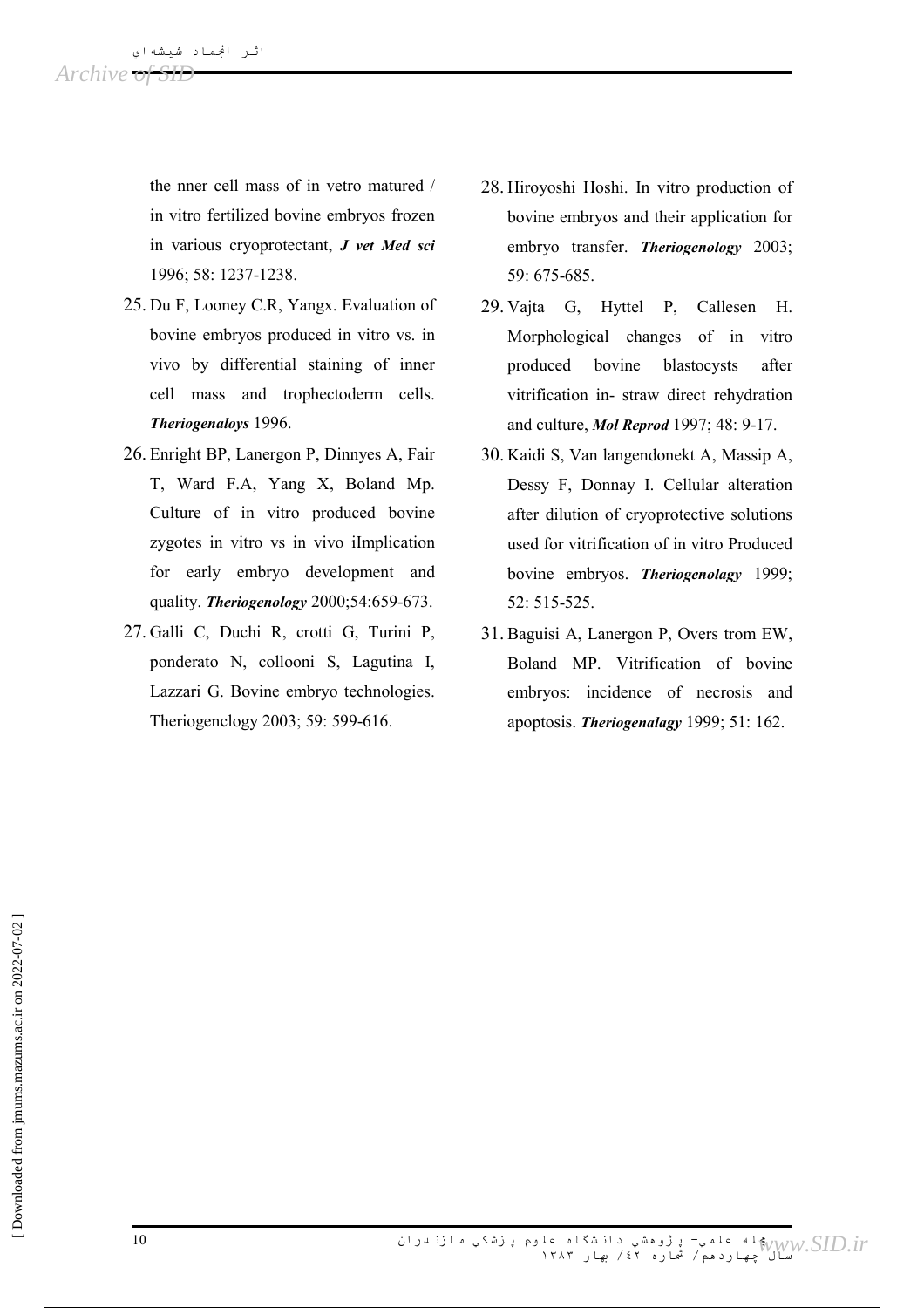the nner cell mass of in vetro matured / in vitro fertilized bovine embryos frozen in various cryoprotectant, ***J vet Med sci*** 1996; 58: 1237-1238.

25. Du F, Looney C.R, Yangx. Evaluation of bovine embryos produced in vitro vs. in vivo by differential staining of inner cell mass and trophectoderm cells. ***Theriogenaloys*** 1996.

26. Enright BP, Lanergon P, Dinnyes A, Fair T, Ward F.A, Yang X, Boland Mp. Culture of in vitro produced bovine zygotes in vitro vs in vivo iImplication for early embryo development and quality. ***Theriogenology*** 2000;54:659-673.

27. Galli C, Duchi R, crotti G, Turini P, ponderato N, collooni S, Lagutina I, Lazzari G. Bovine embryo technologies. Theriogenclogy 2003; 59: 599-616.

28. Hiroyoshi Hoshi. In vitro production of bovine embryos and their application for embryo transfer. ***Theriogenology*** 2003; 59: 675-685.

29. Vajta G, Hyttel P, Callesen H. Morphological changes of in vitro produced bovine blastocysts after vitrification in- straw direct rehydration and culture, ***Mol Reprod*** 1997; 48: 9-17.

30. Kaidi S, Van langendonekt A, Massip A, Dessy F, Donnay I. Cellular alteration after dilution of cryoprotective solutions used for vitrification of in vitro Produced bovine embryos. ***Theriogenolagy*** 1999; 52: 515-525.

31. Baguisi A, Lanergon P, Overs trom EW, Boland MP. Vitrification of bovine embryos: incidence of necrosis and apoptosis. ***Theriogenalagy*** 1999; 51: 162.